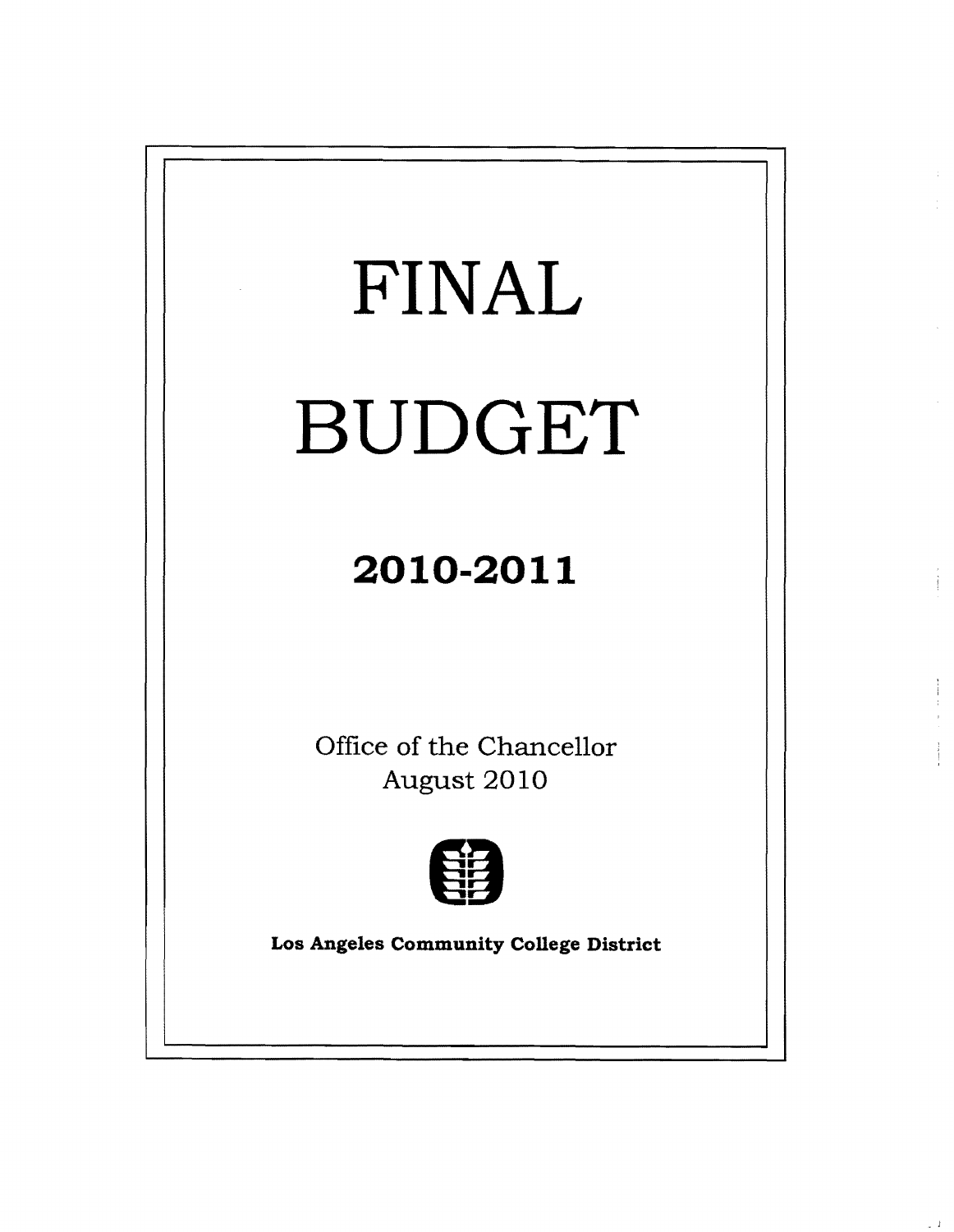# FINAL

# BUDGET

## 2010-2011

Office of the Chancellor
August 2010

**Los Angeles Community College District**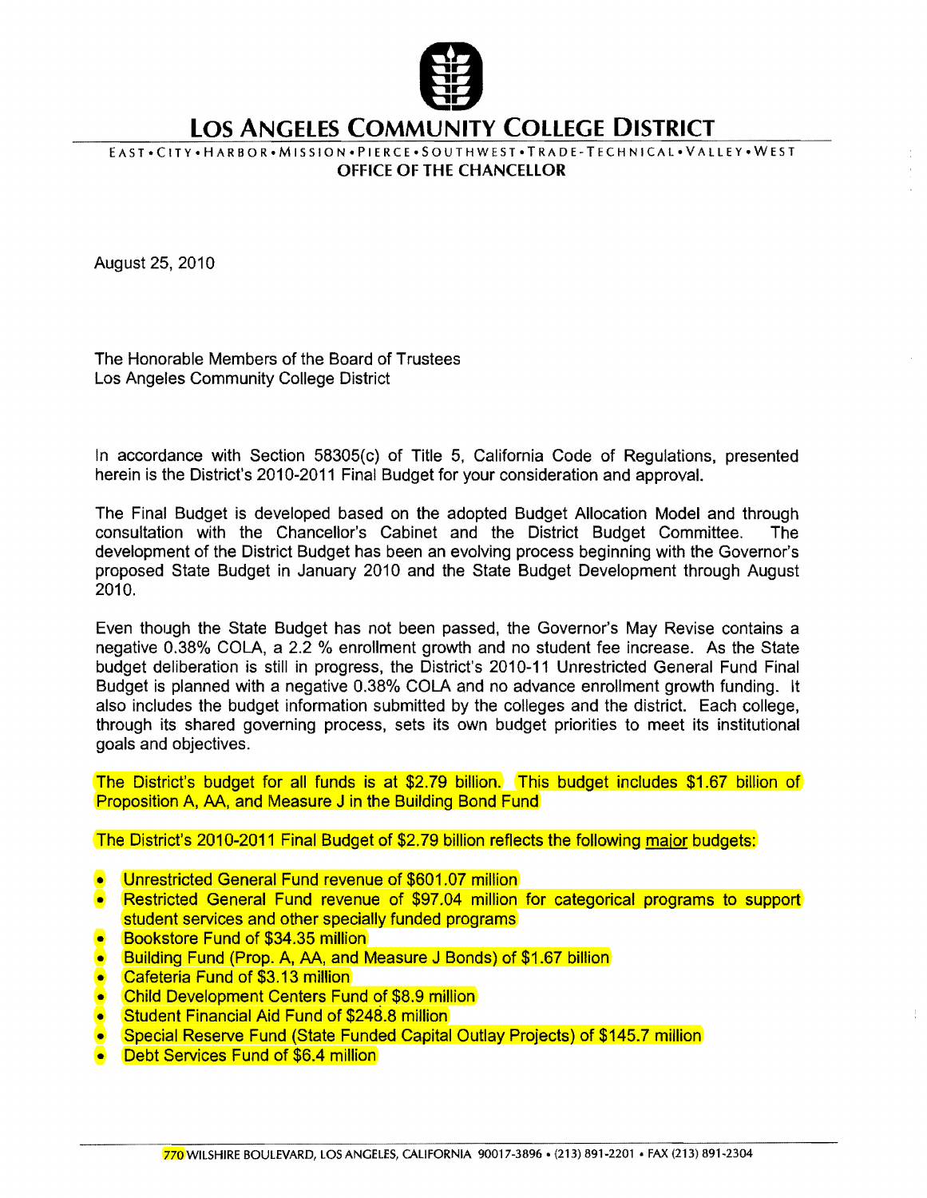# LOS ANGELES COMMUNITY COLLEGE DISTRICT

EAST • CITY • HARBOR • MISSION • PIERCE • SOUTHWEST • TRADE-TECHNICAL • VALLEY • WEST

**OFFICE OF THE CHANCELLOR**

August 25, 2010

The Honorable Members of the Board of Trustees
Los Angeles Community College District

In accordance with Section 58305(c) of Title 5, California Code of Regulations, presented herein is the District's 2010-2011 Final Budget for your consideration and approval.

The Final Budget is developed based on the adopted Budget Allocation Model and through consultation with the Chancellor's Cabinet and the District Budget Committee. The development of the District Budget has been an evolving process beginning with the Governor's proposed State Budget in January 2010 and the State Budget Development through August 2010.

Even though the State Budget has not been passed, the Governor's May Revise contains a negative 0.38% COLA, a 2.2 % enrollment growth and no student fee increase. As the State budget deliberation is still in progress, the District's 2010-11 Unrestricted General Fund Final Budget is planned with a negative 0.38% COLA and no advance enrollment growth funding. It also includes the budget information submitted by the colleges and the district. Each college, through its shared governing process, sets its own budget priorities to meet its institutional goals and objectives.

The District's budget for all funds is at $2.79 billion. This budget includes $1.67 billion of Proposition A, AA, and Measure J in the Building Bond Fund

The District's 2010-2011 Final Budget of $2.79 billion reflects the following major budgets:

- Unrestricted General Fund revenue of $601.07 million
- Restricted General Fund revenue of $97.04 million for categorical programs to support student services and other specially funded programs
- Bookstore Fund of $34.35 million
- Building Fund (Prop. A, AA, and Measure J Bonds) of $1.67 billion
- Cafeteria Fund of $3.13 million
- Child Development Centers Fund of $8.9 million
- Student Financial Aid Fund of $248.8 million
- Special Reserve Fund (State Funded Capital Outlay Projects) of $145.7 million
- Debt Services Fund of $6.4 million

770 WILSHIRE BOULEVARD, LOS ANGELES, CALIFORNIA 90017-3896 • (213) 891-2201 • FAX (213) 891-2304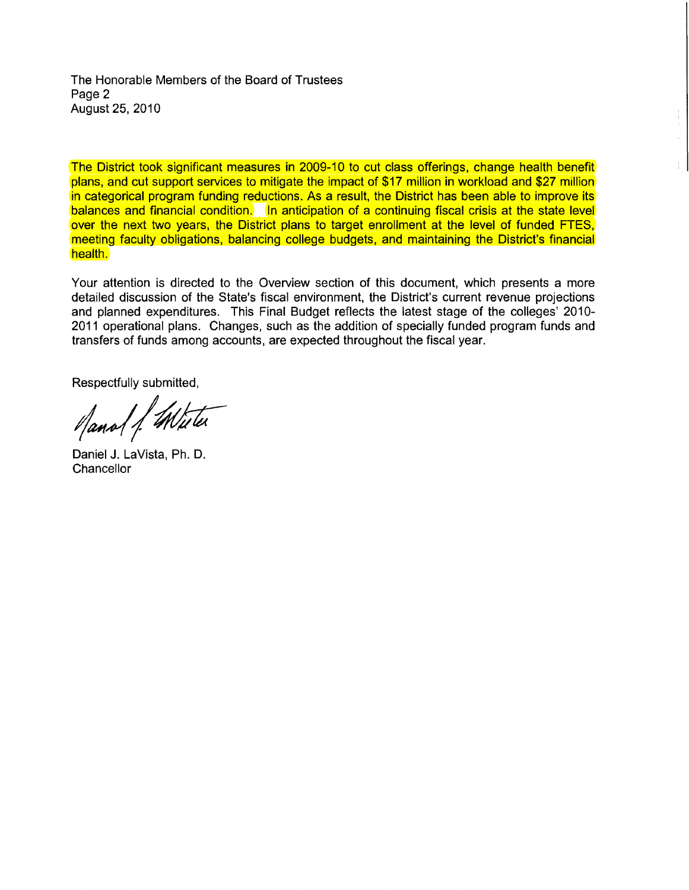The Honorable Members of the Board of Trustees
Page 2
August 25, 2010

The District took significant measures in 2009-10 to cut class offerings, change health benefit plans, and cut support services to mitigate the impact of $17 million in workload and $27 million in categorical program funding reductions. As a result, the District has been able to improve its balances and financial condition. In anticipation of a continuing fiscal crisis at the state level over the next two years, the District plans to target enrollment at the level of funded FTES, meeting faculty obligations, balancing college budgets, and maintaining the District's financial health.

Your attention is directed to the Overview section of this document, which presents a more detailed discussion of the State's fiscal environment, the District's current revenue projections and planned expenditures. This Final Budget reflects the latest stage of the colleges' 2010-2011 operational plans. Changes, such as the addition of specially funded program funds and transfers of funds among accounts, are expected throughout the fiscal year.

Respectfully submitted,

Daniel J. LaVista, Ph. D.
Chancellor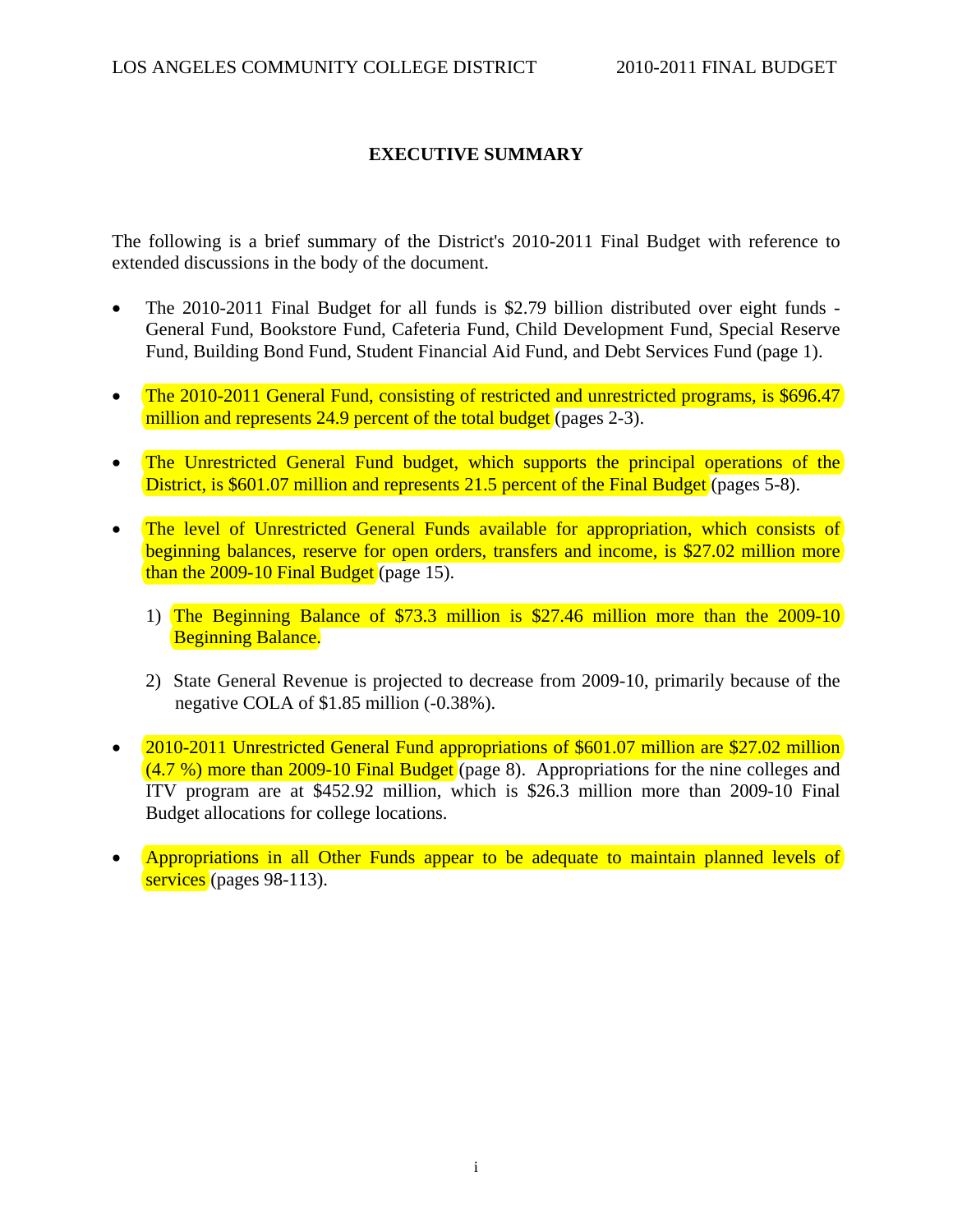## EXECUTIVE SUMMARY

The following is a brief summary of the District's 2010-2011 Final Budget with reference to extended discussions in the body of the document.

- The 2010-2011 Final Budget for all funds is $2.79 billion distributed over eight funds - General Fund, Bookstore Fund, Cafeteria Fund, Child Development Fund, Special Reserve Fund, Building Bond Fund, Student Financial Aid Fund, and Debt Services Fund (page 1).
- The 2010-2011 General Fund, consisting of restricted and unrestricted programs, is $696.47 million and represents 24.9 percent of the total budget (pages 2-3).
- The Unrestricted General Fund budget, which supports the principal operations of the District, is $601.07 million and represents 21.5 percent of the Final Budget (pages 5-8).
- The level of Unrestricted General Funds available for appropriation, which consists of beginning balances, reserve for open orders, transfers and income, is $27.02 million more than the 2009-10 Final Budget (page 15).
    1) The Beginning Balance of $73.3 million is $27.46 million more than the 2009-10 Beginning Balance.
    2) State General Revenue is projected to decrease from 2009-10, primarily because of the negative COLA of $1.85 million (-0.38%).
- 2010-2011 Unrestricted General Fund appropriations of $601.07 million are $27.02 million (4.7 %) more than 2009-10 Final Budget (page 8). Appropriations for the nine colleges and ITV program are at $452.92 million, which is $26.3 million more than 2009-10 Final Budget allocations for college locations.
- Appropriations in all Other Funds appear to be adequate to maintain planned levels of services (pages 98-113).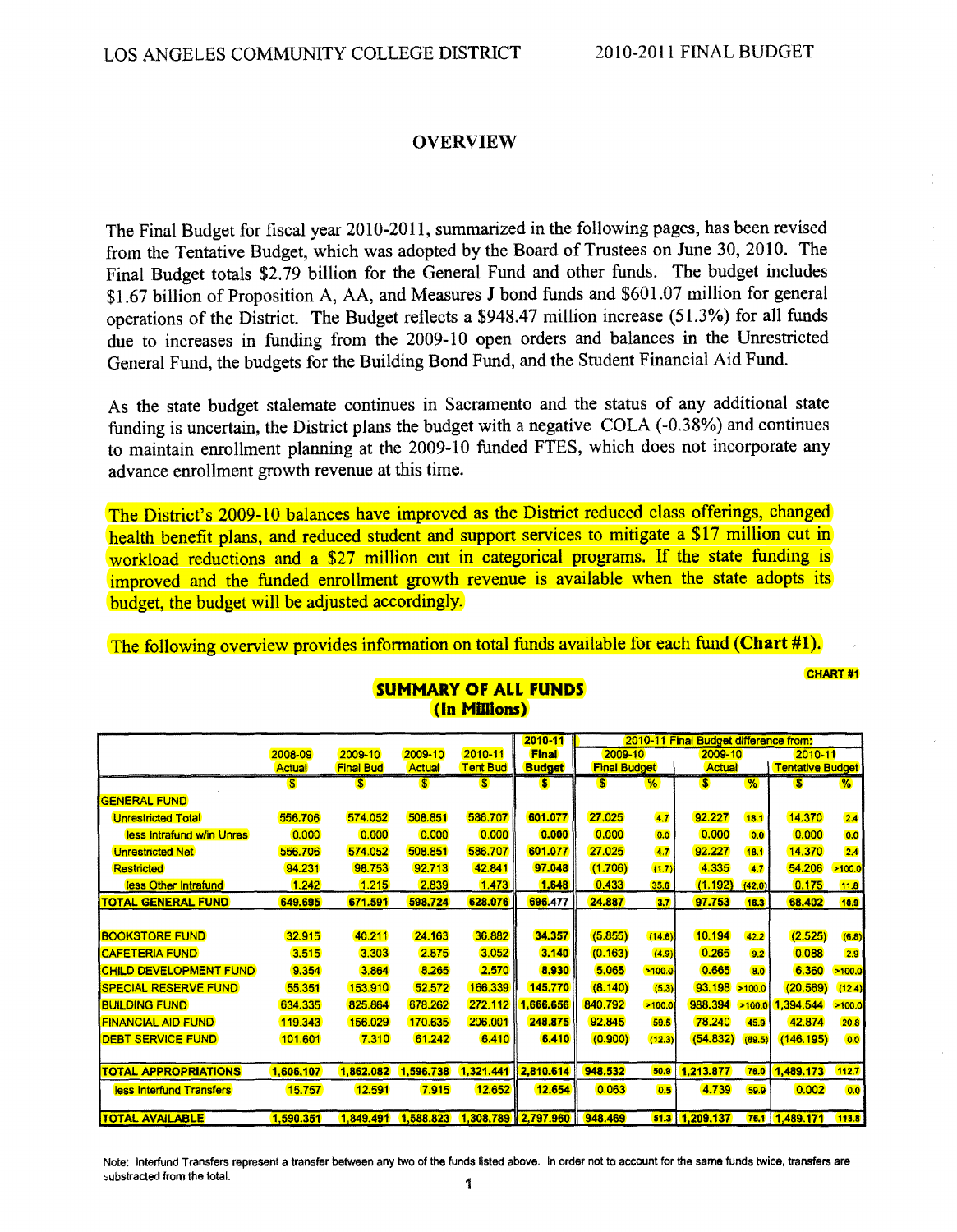## OVERVIEW

The Final Budget for fiscal year 2010-2011, summarized in the following pages, has been revised from the Tentative Budget, which was adopted by the Board of Trustees on June 30, 2010. The Final Budget totals $2.79 billion for the General Fund and other funds. The budget includes $1.67 billion of Proposition A, AA, and Measures J bond funds and $601.07 million for general operations of the District. The Budget reflects a $948.47 million increase (51.3%) for all funds due to increases in funding from the 2009-10 open orders and balances in the Unrestricted General Fund, the budgets for the Building Bond Fund, and the Student Financial Aid Fund.

As the state budget stalemate continues in Sacramento and the status of any additional state funding is uncertain, the District plans the budget with a negative COLA (-0.38%) and continues to maintain enrollment planning at the 2009-10 funded FTES, which does not incorporate any advance enrollment growth revenue at this time.

The District's 2009-10 balances have improved as the District reduced class offerings, changed health benefit plans, and reduced student and support services to mitigate a $17 million cut in workload reductions and a $27 million cut in categorical programs. If the state funding is improved and the funded enrollment growth revenue is available when the state adopts its budget, the budget will be adjusted accordingly.

The following overview provides information on total funds available for each fund **(Chart #1)**.

CHART #1

**SUMMARY OF ALL FUNDS (In Millions)**

| | 2008-09 Actual | 2009-10 Final Bud | 2009-10 Actual | 2010-11 Tent Bud | 2010-11 Final Budget | 2010-11 Final Budget difference from: 2009-10 Final Budget | | 2009-10 Actual | | 2010-11 Tentative Budget | |
|---|---|---|---|---|---|---|---|---|---|---|---|
| | $ | $ | $ | $ | $ | $ | % | $ | % | $ | % |
| GENERAL FUND | | | | | | | | | | | |
| Unrestricted Total | 556.706 | 574.052 | 508.851 | 586.707 | 601.077 | 27.025 | 4.7 | 92.227 | 18.1 | 14.370 | 2.4 |
| less Intrafund w/in Unres | 0.000 | 0.000 | 0.000 | 0.000 | 0.000 | 0.000 | 0.0 | 0.000 | 0.0 | 0.000 | 0.0 |
| Unrestricted Net | 556.706 | 574.052 | 508.851 | 586.707 | 601.077 | 27.025 | 4.7 | 92.227 | 18.1 | 14.370 | 2.4 |
| Restricted | 94.231 | 98.753 | 92.713 | 42.841 | 97.048 | (1.706) | (1.7) | 4.335 | 4.7 | 54.206 | >100.0 |
| less Other Intrafund | 1.242 | 1.215 | 2.839 | 1.473 | 1.648 | 0.433 | 35.6 | (1.192) | (42.0) | 0.175 | 11.8 |
| TOTAL GENERAL FUND | 649.695 | 671.591 | 598.724 | 628.076 | 696.477 | 24.887 | 3.7 | 97.753 | 16.3 | 68.402 | 10.9 |
| BOOKSTORE FUND | 32.915 | 40.211 | 24.163 | 36.882 | 34.357 | (5.855) | (14.6) | 10.194 | 42.2 | (2.525) | (6.8) |
| CAFETERIA FUND | 3.515 | 3.303 | 2.875 | 3.052 | 3.140 | (0.163) | (4.9) | 0.265 | 9.2 | 0.088 | 2.9 |
| CHILD DEVELOPMENT FUND | 9.354 | 3.864 | 8.265 | 2.570 | 8.930 | 5.065 | >100.0 | 0.665 | 8.0 | 6.360 | >100.0 |
| SPECIAL RESERVE FUND | 55.351 | 153.910 | 52.572 | 166.339 | 145.770 | (8.140) | (5.3) | 93.198 | >100.0 | (20.569) | (12.4) |
| BUILDING FUND | 634.335 | 825.864 | 678.262 | 272.112 | 1,666.656 | 840.792 | >100.0 | 988.394 | >100.0 | 1,394.544 | >100.0 |
| FINANCIAL AID FUND | 119.343 | 156.029 | 170.635 | 206.001 | 248.875 | 92.845 | 59.5 | 78.240 | 45.9 | 42.874 | 20.8 |
| DEBT SERVICE FUND | 101.601 | 7.310 | 61.242 | 6.410 | 6.410 | (0.900) | (12.3) | (54.832) | (89.5) | (146.195) | 0.0 |
| TOTAL APPROPRIATIONS | 1,606.107 | 1,862.082 | 1,596.738 | 1,321.441 | 2,810.614 | 948.532 | 50.9 | 1,213.877 | 76.0 | 1,489.173 | 112.7 |
| less Interfund Transfers | 15.757 | 12.591 | 7.915 | 12.652 | 12.654 | 0.063 | 0.5 | 4.739 | 59.9 | 0.002 | 0.0 |
| TOTAL AVAILABLE | 1,590.351 | 1,849.491 | 1,588.823 | 1,308.789 | 2,797.960 | 948.469 | 51.3 | 1,209.137 | 76.1 | 1,489.171 | 113.8 |

Note: Interfund Transfers represent a transfer between any two of the funds listed above. In order not to account for the same funds twice, transfers are substracted from the total.